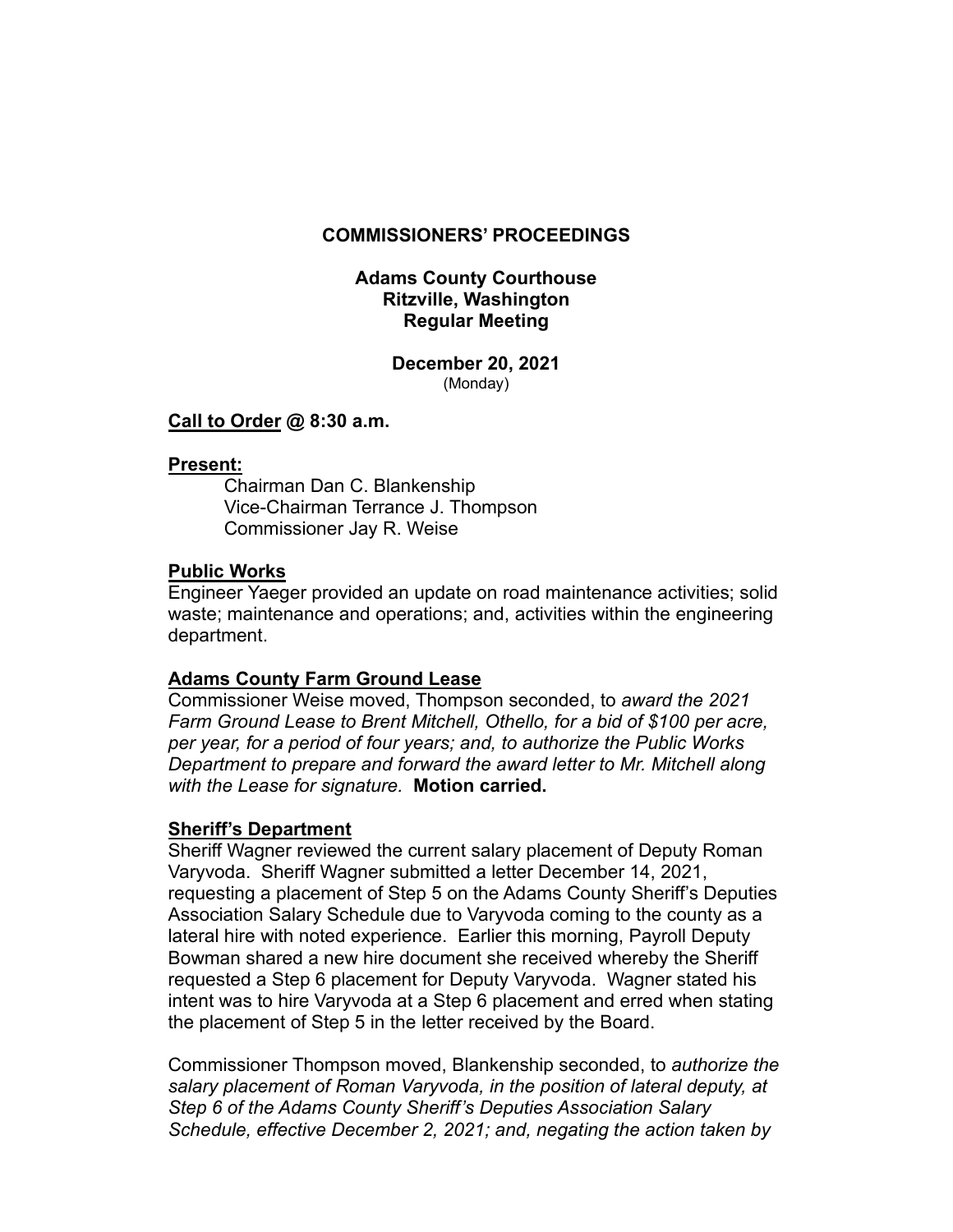# COMMISSIONERS' PROCEEDINGS

## Adams County Courthouse
## Ritzville, Washington
## Regular Meeting

**December 20, 2021**
(Monday)

**Call to Order @ 8:30 a.m.**

**Present:**

Chairman Dan C. Blankenship
Vice-Chairman Terrance J. Thompson
Commissioner Jay R. Weise

**Public Works**

Engineer Yaeger provided an update on road maintenance activities; solid waste; maintenance and operations; and, activities within the engineering department.

**Adams County Farm Ground Lease**

Commissioner Weise moved, Thompson seconded, to *award the 2021 Farm Ground Lease to Brent Mitchell, Othello, for a bid of $100 per acre, per year, for a period of four years; and, to authorize the Public Works Department to prepare and forward the award letter to Mr. Mitchell along with the Lease for signature.* **Motion carried.**

**Sheriff's Department**

Sheriff Wagner reviewed the current salary placement of Deputy Roman Varyvoda. Sheriff Wagner submitted a letter December 14, 2021, requesting a placement of Step 5 on the Adams County Sheriff's Deputies Association Salary Schedule due to Varyvoda coming to the county as a lateral hire with noted experience. Earlier this morning, Payroll Deputy Bowman shared a new hire document she received whereby the Sheriff requested a Step 6 placement for Deputy Varyvoda. Wagner stated his intent was to hire Varyvoda at a Step 6 placement and erred when stating the placement of Step 5 in the letter received by the Board.

Commissioner Thompson moved, Blankenship seconded, to *authorize the salary placement of Roman Varyvoda, in the position of lateral deputy, at Step 6 of the Adams County Sheriff's Deputies Association Salary Schedule, effective December 2, 2021; and, negating the action taken by*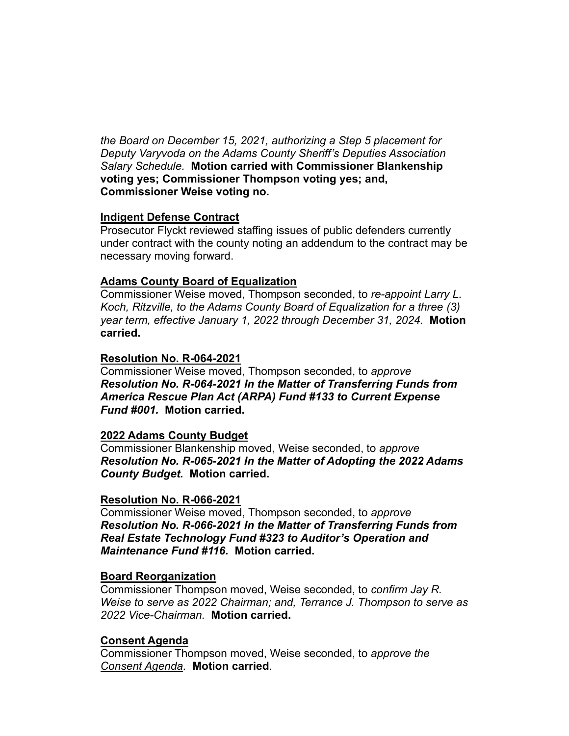*the Board on December 15, 2021, authorizing a Step 5 placement for Deputy Varyvoda on the Adams County Sheriff's Deputies Association Salary Schedule*. **Motion carried with Commissioner Blankenship voting yes; Commissioner Thompson voting yes; and, Commissioner Weise voting no.**

**Indigent Defense Contract**

Prosecutor Flyckt reviewed staffing issues of public defenders currently under contract with the county noting an addendum to the contract may be necessary moving forward.

**Adams County Board of Equalization**

Commissioner Weise moved, Thompson seconded, to *re-appoint Larry L. Koch, Ritzville, to the Adams County Board of Equalization for a three (3) year term, effective January 1, 2022 through December 31, 2024.* **Motion carried.**

**Resolution No. R-064-2021**

Commissioner Weise moved, Thompson seconded, to *approve* ***Resolution No. R-064-2021 In the Matter of Transferring Funds from America Rescue Plan Act (ARPA) Fund #133 to Current Expense Fund #001.*** **Motion carried.**

**2022 Adams County Budget**

Commissioner Blankenship moved, Weise seconded, to *approve* ***Resolution No. R-065-2021 In the Matter of Adopting the 2022 Adams County Budget.*** **Motion carried.**

**Resolution No. R-066-2021**

Commissioner Weise moved, Thompson seconded, to *approve* ***Resolution No. R-066-2021 In the Matter of Transferring Funds from Real Estate Technology Fund #323 to Auditor's Operation and Maintenance Fund #116.*** **Motion carried.**

**Board Reorganization**

Commissioner Thompson moved, Weise seconded, to *confirm Jay R. Weise to serve as 2022 Chairman; and, Terrance J. Thompson to serve as 2022 Vice-Chairman.* **Motion carried.**

**Consent Agenda**

Commissioner Thompson moved, Weise seconded, to *approve the Consent Agenda.* **Motion carried**.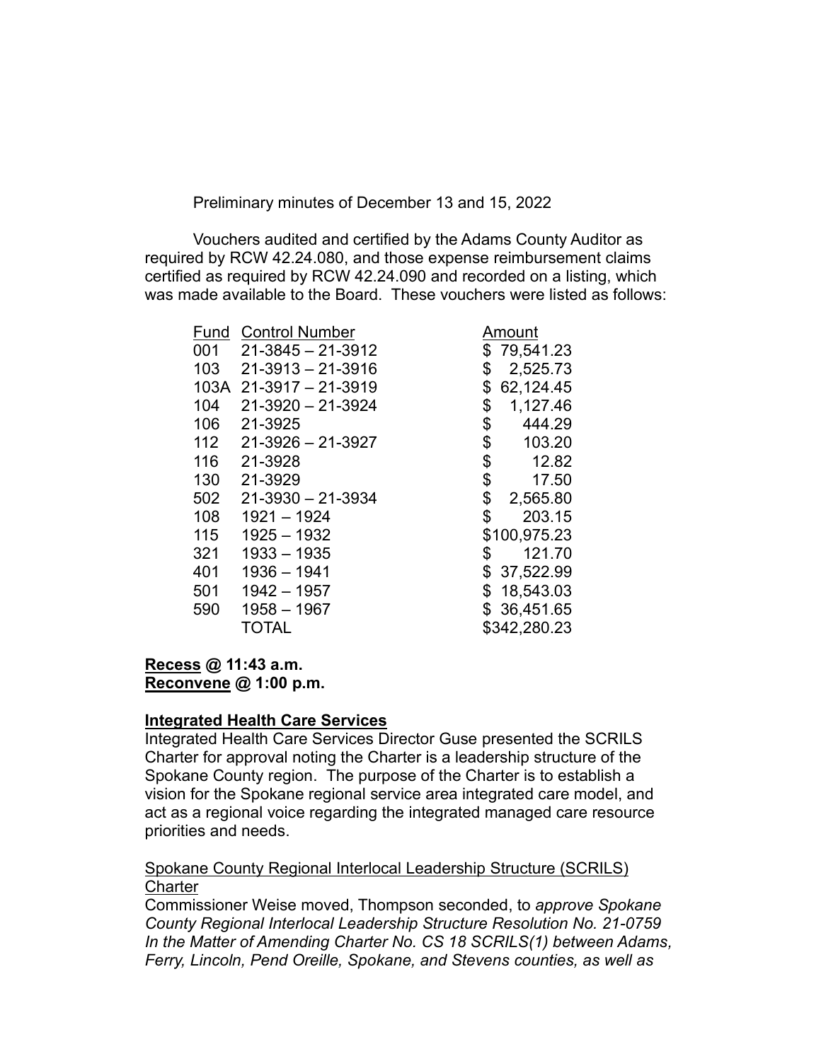Preliminary minutes of December 13 and 15, 2022

Vouchers audited and certified by the Adams County Auditor as required by RCW 42.24.080, and those expense reimbursement claims certified as required by RCW 42.24.090 and recorded on a listing, which was made available to the Board. These vouchers were listed as follows:

| Fund | Control Number | Amount |
|---|---|---|
| 001 | 21-3845 – 21-3912 | $ 79,541.23 |
| 103 | 21-3913 – 21-3916 | $ 2,525.73 |
| 103A | 21-3917 – 21-3919 | $ 62,124.45 |
| 104 | 21-3920 – 21-3924 | $ 1,127.46 |
| 106 | 21-3925 | $ 444.29 |
| 112 | 21-3926 – 21-3927 | $ 103.20 |
| 116 | 21-3928 | $ 12.82 |
| 130 | 21-3929 | $ 17.50 |
| 502 | 21-3930 – 21-3934 | $ 2,565.80 |
| 108 | 1921 – 1924 | $ 203.15 |
| 115 | 1925 – 1932 | $100,975.23 |
| 321 | 1933 – 1935 | $ 121.70 |
| 401 | 1936 – 1941 | $ 37,522.99 |
| 501 | 1942 – 1957 | $ 18,543.03 |
| 590 | 1958 – 1967 | $ 36,451.65 |
| | TOTAL | $342,280.23 |

**<u>Recess</u> @ 11:43 a.m.**
**<u>Reconvene</u> @ 1:00 p.m.**

**<u>Integrated Health Care Services</u>**

Integrated Health Care Services Director Guse presented the SCRILS Charter for approval noting the Charter is a leadership structure of the Spokane County region. The purpose of the Charter is to establish a vision for the Spokane regional service area integrated care model, and act as a regional voice regarding the integrated managed care resource priorities and needs.

<u>Spokane County Regional Interlocal Leadership Structure (SCRILS) Charter</u>

Commissioner Weise moved, Thompson seconded, to *approve Spokane County Regional Interlocal Leadership Structure Resolution No. 21-0759 In the Matter of Amending Charter No. CS 18 SCRILS(1) between Adams, Ferry, Lincoln, Pend Oreille, Spokane, and Stevens counties, as well as*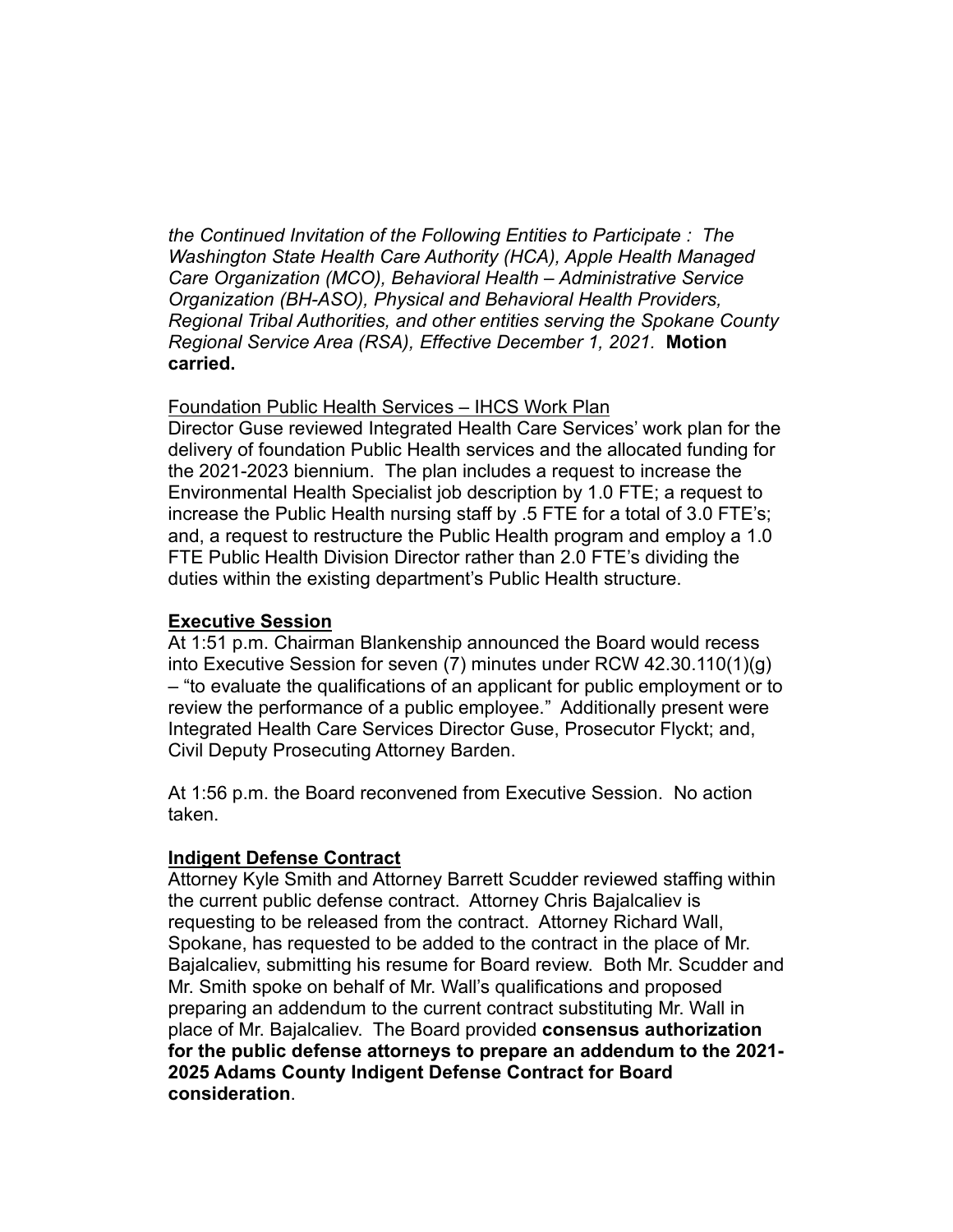*the Continued Invitation of the Following Entities to Participate : The Washington State Health Care Authority (HCA), Apple Health Managed Care Organization (MCO), Behavioral Health – Administrative Service Organization (BH-ASO), Physical and Behavioral Health Providers, Regional Tribal Authorities, and other entities serving the Spokane County Regional Service Area (RSA), Effective December 1, 2021.* **Motion carried.**

Foundation Public Health Services – IHCS Work Plan

Director Guse reviewed Integrated Health Care Services' work plan for the delivery of foundation Public Health services and the allocated funding for the 2021-2023 biennium. The plan includes a request to increase the Environmental Health Specialist job description by 1.0 FTE; a request to increase the Public Health nursing staff by .5 FTE for a total of 3.0 FTE's; and, a request to restructure the Public Health program and employ a 1.0 FTE Public Health Division Director rather than 2.0 FTE's dividing the duties within the existing department's Public Health structure.

**Executive Session**

At 1:51 p.m. Chairman Blankenship announced the Board would recess into Executive Session for seven (7) minutes under RCW 42.30.110(1)(g) – "to evaluate the qualifications of an applicant for public employment or to review the performance of a public employee." Additionally present were Integrated Health Care Services Director Guse, Prosecutor Flyckt; and, Civil Deputy Prosecuting Attorney Barden.

At 1:56 p.m. the Board reconvened from Executive Session. No action taken.

**Indigent Defense Contract**

Attorney Kyle Smith and Attorney Barrett Scudder reviewed staffing within the current public defense contract. Attorney Chris Bajalcaliev is requesting to be released from the contract. Attorney Richard Wall, Spokane, has requested to be added to the contract in the place of Mr. Bajalcaliev, submitting his resume for Board review. Both Mr. Scudder and Mr. Smith spoke on behalf of Mr. Wall's qualifications and proposed preparing an addendum to the current contract substituting Mr. Wall in place of Mr. Bajalcaliev. The Board provided **consensus authorization for the public defense attorneys to prepare an addendum to the 2021-2025 Adams County Indigent Defense Contract for Board consideration**.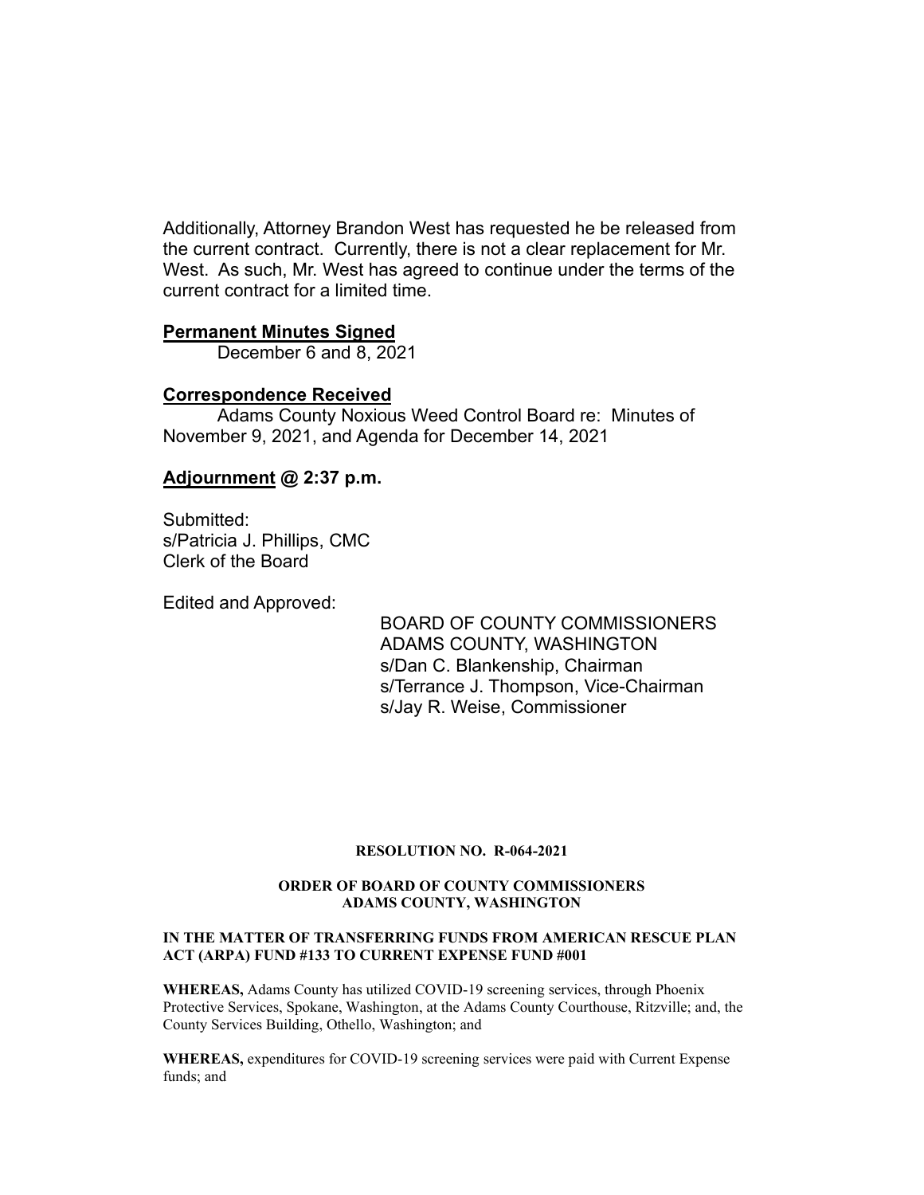Additionally, Attorney Brandon West has requested he be released from the current contract. Currently, there is not a clear replacement for Mr. West. As such, Mr. West has agreed to continue under the terms of the current contract for a limited time.

**Permanent Minutes Signed**

December 6 and 8, 2021

**Correspondence Received**

Adams County Noxious Weed Control Board re: Minutes of November 9, 2021, and Agenda for December 14, 2021

**Adjournment @ 2:37 p.m.**

Submitted:
s/Patricia J. Phillips, CMC
Clerk of the Board

Edited and Approved:

BOARD OF COUNTY COMMISSIONERS
ADAMS COUNTY, WASHINGTON
s/Dan C. Blankenship, Chairman
s/Terrance J. Thompson, Vice-Chairman
s/Jay R. Weise, Commissioner

**RESOLUTION NO. R-064-2021**

**ORDER OF BOARD OF COUNTY COMMISSIONERS**
**ADAMS COUNTY, WASHINGTON**

**IN THE MATTER OF TRANSFERRING FUNDS FROM AMERICAN RESCUE PLAN ACT (ARPA) FUND #133 TO CURRENT EXPENSE FUND #001**

**WHEREAS,** Adams County has utilized COVID-19 screening services, through Phoenix Protective Services, Spokane, Washington, at the Adams County Courthouse, Ritzville; and, the County Services Building, Othello, Washington; and

**WHEREAS,** expenditures for COVID-19 screening services were paid with Current Expense funds; and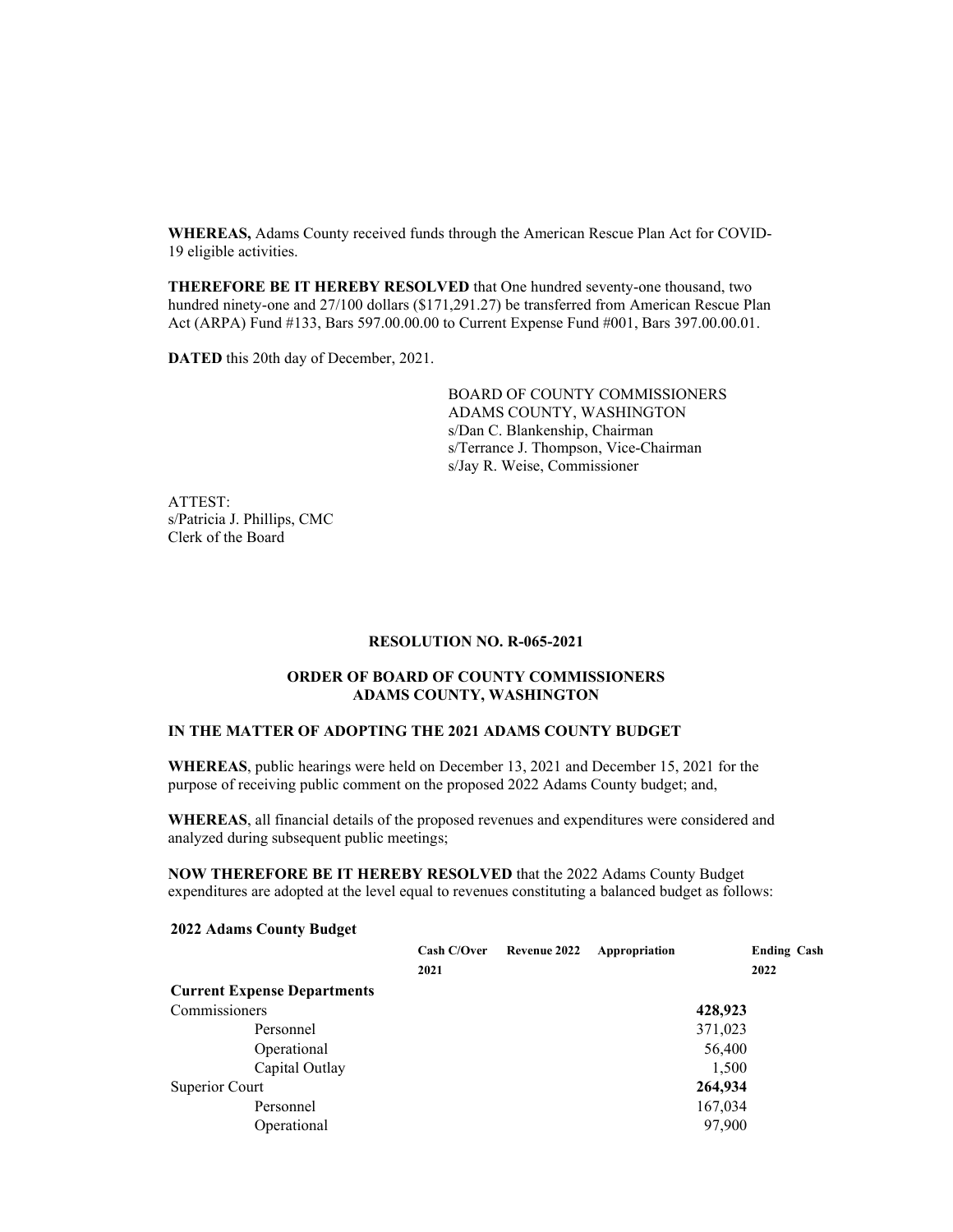**WHEREAS,** Adams County received funds through the American Rescue Plan Act for COVID-19 eligible activities.

**THEREFORE BE IT HEREBY RESOLVED** that One hundred seventy-one thousand, two hundred ninety-one and 27/100 dollars ($171,291.27) be transferred from American Rescue Plan Act (ARPA) Fund #133, Bars 597.00.00.00 to Current Expense Fund #001, Bars 397.00.00.01.

**DATED** this 20th day of December, 2021.

BOARD OF COUNTY COMMISSIONERS
ADAMS COUNTY, WASHINGTON
s/Dan C. Blankenship, Chairman
s/Terrance J. Thompson, Vice-Chairman
s/Jay R. Weise, Commissioner

ATTEST:
s/Patricia J. Phillips, CMC
Clerk of the Board

**RESOLUTION NO. R-065-2021**

**ORDER OF BOARD OF COUNTY COMMISSIONERS**
**ADAMS COUNTY, WASHINGTON**

**IN THE MATTER OF ADOPTING THE 2021 ADAMS COUNTY BUDGET**

**WHEREAS**, public hearings were held on December 13, 2021 and December 15, 2021 for the purpose of receiving public comment on the proposed 2022 Adams County budget; and,

**WHEREAS**, all financial details of the proposed revenues and expenditures were considered and analyzed during subsequent public meetings;

**NOW THEREFORE BE IT HEREBY RESOLVED** that the 2022 Adams County Budget expenditures are adopted at the level equal to revenues constituting a balanced budget as follows:

**2022 Adams County Budget**

| | **Cash C/Over 2021** | **Revenue 2022** | **Appropriation** | **Ending Cash 2022** |
|---|---|---|---|---|
| **Current Expense Departments** | | | | |
| Commissioners | | | **428,923** | |
| Personnel | | | 371,023 | |
| Operational | | | 56,400 | |
| Capital Outlay | | | 1,500 | |
| Superior Court | | | **264,934** | |
| Personnel | | | 167,034 | |
| Operational | | | 97,900 | |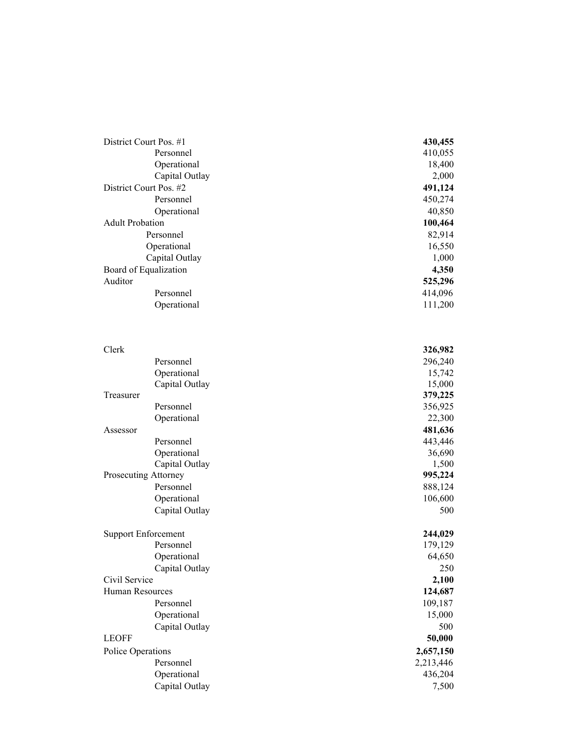| | |
|---|---|
| District Court Pos. #1 | **430,455** |
| Personnel | 410,055 |
| Operational | 18,400 |
| Capital Outlay | 2,000 |
| District Court Pos. #2 | **491,124** |
| Personnel | 450,274 |
| Operational | 40,850 |
| Adult Probation | **100,464** |
| Personnel | 82,914 |
| Operational | 16,550 |
| Capital Outlay | 1,000 |
| Board of Equalization | **4,350** |
| Auditor | **525,296** |
| Personnel | 414,096 |
| Operational | 111,200 |

| | |
|---|---|
| Clerk | **326,982** |
| Personnel | 296,240 |
| Operational | 15,742 |
| Capital Outlay | 15,000 |
| Treasurer | **379,225** |
| Personnel | 356,925 |
| Operational | 22,300 |
| Assessor | **481,636** |
| Personnel | 443,446 |
| Operational | 36,690 |
| Capital Outlay | 1,500 |
| Prosecuting Attorney | **995,224** |
| Personnel | 888,124 |
| Operational | 106,600 |
| Capital Outlay | 500 |
| Support Enforcement | **244,029** |
| Personnel | 179,129 |
| Operational | 64,650 |
| Capital Outlay | 250 |
| Civil Service | **2,100** |
| Human Resources | **124,687** |
| Personnel | 109,187 |
| Operational | 15,000 |
| Capital Outlay | 500 |
| LEOFF | **50,000** |
| Police Operations | **2,657,150** |
| Personnel | 2,213,446 |
| Operational | 436,204 |
| Capital Outlay | 7,500 |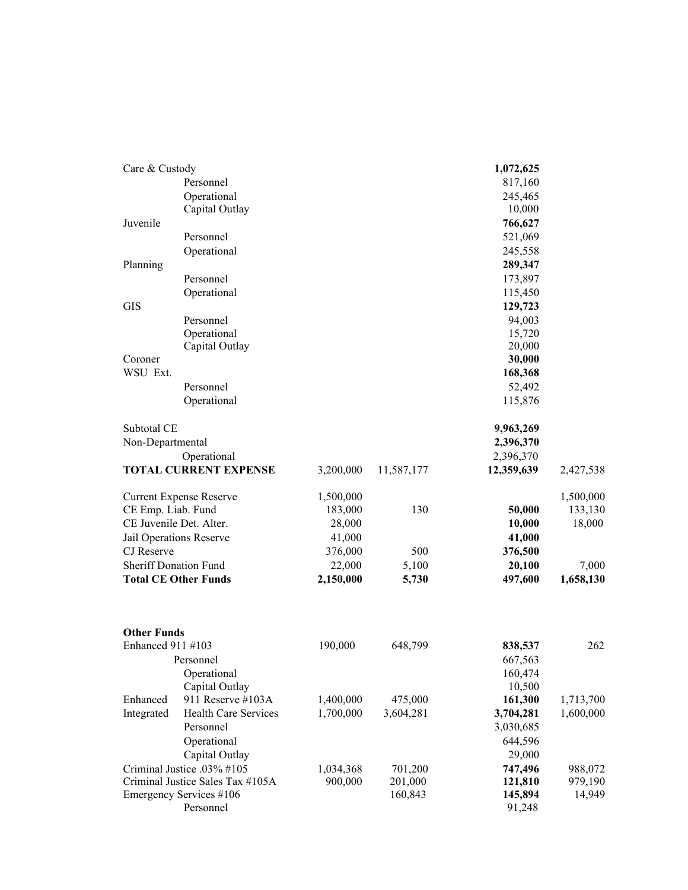| | | | | |
|---|---|---|---|---|
| Care & Custody | | | **1,072,625** | |
| Personnel | | | 817,160 | |
| Operational | | | 245,465 | |
| Capital Outlay | | | 10,000 | |
| Juvenile | | | **766,627** | |
| Personnel | | | 521,069 | |
| Operational | | | 245,558 | |
| Planning | | | **289,347** | |
| Personnel | | | 173,897 | |
| Operational | | | 115,450 | |
| GIS | | | **129,723** | |
| Personnel | | | 94,003 | |
| Operational | | | 15,720 | |
| Capital Outlay | | | 20,000 | |
| Coroner | | | **30,000** | |
| WSU Ext. | | | **168,368** | |
| Personnel | | | 52,492 | |
| Operational | | | 115,876 | |
| Subtotal CE | | | **9,963,269** | |
| Non-Departmental | | | **2,396,370** | |
| Operational | | | 2,396,370 | |
| **TOTAL CURRENT EXPENSE** | 3,200,000 | 11,587,177 | **12,359,639** | 2,427,538 |
| Current Expense Reserve | 1,500,000 | | | 1,500,000 |
| CE Emp. Liab. Fund | 183,000 | 130 | **50,000** | 133,130 |
| CE Juvenile Det. Alter. | 28,000 | | **10,000** | 18,000 |
| Jail Operations Reserve | 41,000 | | **41,000** | |
| CJ Reserve | 376,000 | 500 | **376,500** | |
| Sheriff Donation Fund | 22,000 | 5,100 | **20,100** | 7,000 |
| **Total CE Other Funds** | **2,150,000** | **5,730** | **497,600** | **1,658,130** |
| **Other Funds** | | | | |
| Enhanced 911 #103 | 190,000 | 648,799 | **838,537** | 262 |
| Personnel | | | 667,563 | |
| Operational | | | 160,474 | |
| Capital Outlay | | | 10,500 | |
| Enhanced 911 Reserve #103A | 1,400,000 | 475,000 | **161,300** | 1,713,700 |
| Integrated Health Care Services | 1,700,000 | 3,604,281 | **3,704,281** | 1,600,000 |
| Personnel | | | 3,030,685 | |
| Operational | | | 644,596 | |
| Capital Outlay | | | 29,000 | |
| Criminal Justice .03% #105 | 1,034,368 | 701,200 | **747,496** | 988,072 |
| Criminal Justice Sales Tax #105A | 900,000 | 201,000 | **121,810** | 979,190 |
| Emergency Services #106 | | 160,843 | **145,894** | 14,949 |
| Personnel | | | 91,248 | |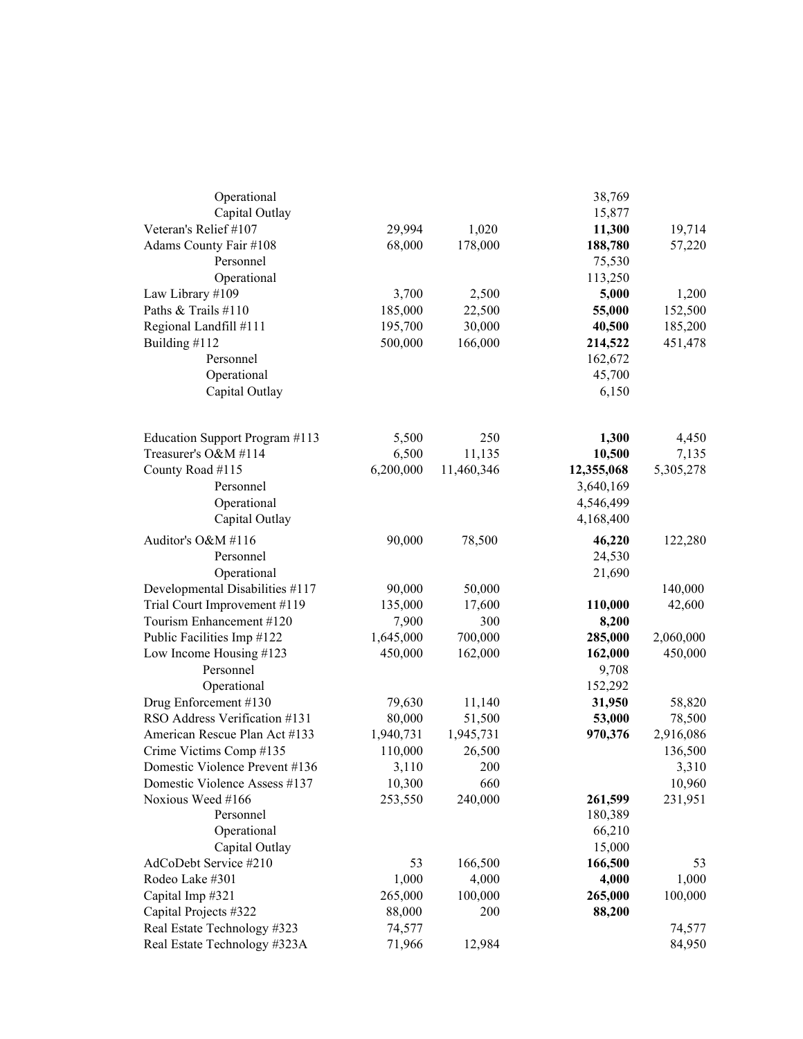| | | | | |
|---|---|---|---|---|
| Operational | | | 38,769 | |
| Capital Outlay | | | 15,877 | |
| Veteran's Relief #107 | 29,994 | 1,020 | **11,300** | 19,714 |
| Adams County Fair #108 | 68,000 | 178,000 | **188,780** | 57,220 |
| Personnel | | | 75,530 | |
| Operational | | | 113,250 | |
| Law Library #109 | 3,700 | 2,500 | **5,000** | 1,200 |
| Paths & Trails #110 | 185,000 | 22,500 | **55,000** | 152,500 |
| Regional Landfill #111 | 195,700 | 30,000 | **40,500** | 185,200 |
| Building #112 | 500,000 | 166,000 | **214,522** | 451,478 |
| Personnel | | | 162,672 | |
| Operational | | | 45,700 | |
| Capital Outlay | | | 6,150 | |
| Education Support Program #113 | 5,500 | 250 | **1,300** | 4,450 |
| Treasurer's O&M #114 | 6,500 | 11,135 | **10,500** | 7,135 |
| County Road #115 | 6,200,000 | 11,460,346 | **12,355,068** | 5,305,278 |
| Personnel | | | 3,640,169 | |
| Operational | | | 4,546,499 | |
| Capital Outlay | | | 4,168,400 | |
| Auditor's O&M #116 | 90,000 | 78,500 | **46,220** | 122,280 |
| Personnel | | | 24,530 | |
| Operational | | | 21,690 | |
| Developmental Disabilities #117 | 90,000 | 50,000 | | 140,000 |
| Trial Court Improvement #119 | 135,000 | 17,600 | **110,000** | 42,600 |
| Tourism Enhancement #120 | 7,900 | 300 | **8,200** | |
| Public Facilities Imp #122 | 1,645,000 | 700,000 | **285,000** | 2,060,000 |
| Low Income Housing #123 | 450,000 | 162,000 | **162,000** | 450,000 |
| Personnel | | | 9,708 | |
| Operational | | | 152,292 | |
| Drug Enforcement #130 | 79,630 | 11,140 | **31,950** | 58,820 |
| RSO Address Verification #131 | 80,000 | 51,500 | **53,000** | 78,500 |
| American Rescue Plan Act #133 | 1,940,731 | 1,945,731 | **970,376** | 2,916,086 |
| Crime Victims Comp #135 | 110,000 | 26,500 | | 136,500 |
| Domestic Violence Prevent #136 | 3,110 | 200 | | 3,310 |
| Domestic Violence Assess #137 | 10,300 | 660 | | 10,960 |
| Noxious Weed #166 | 253,550 | 240,000 | **261,599** | 231,951 |
| Personnel | | | 180,389 | |
| Operational | | | 66,210 | |
| Capital Outlay | | | 15,000 | |
| AdCoDebt Service #210 | 53 | 166,500 | **166,500** | 53 |
| Rodeo Lake #301 | 1,000 | 4,000 | **4,000** | 1,000 |
| Capital Imp #321 | 265,000 | 100,000 | **265,000** | 100,000 |
| Capital Projects #322 | 88,000 | 200 | **88,200** | |
| Real Estate Technology #323 | 74,577 | | | 74,577 |
| Real Estate Technology #323A | 71,966 | 12,984 | | 84,950 |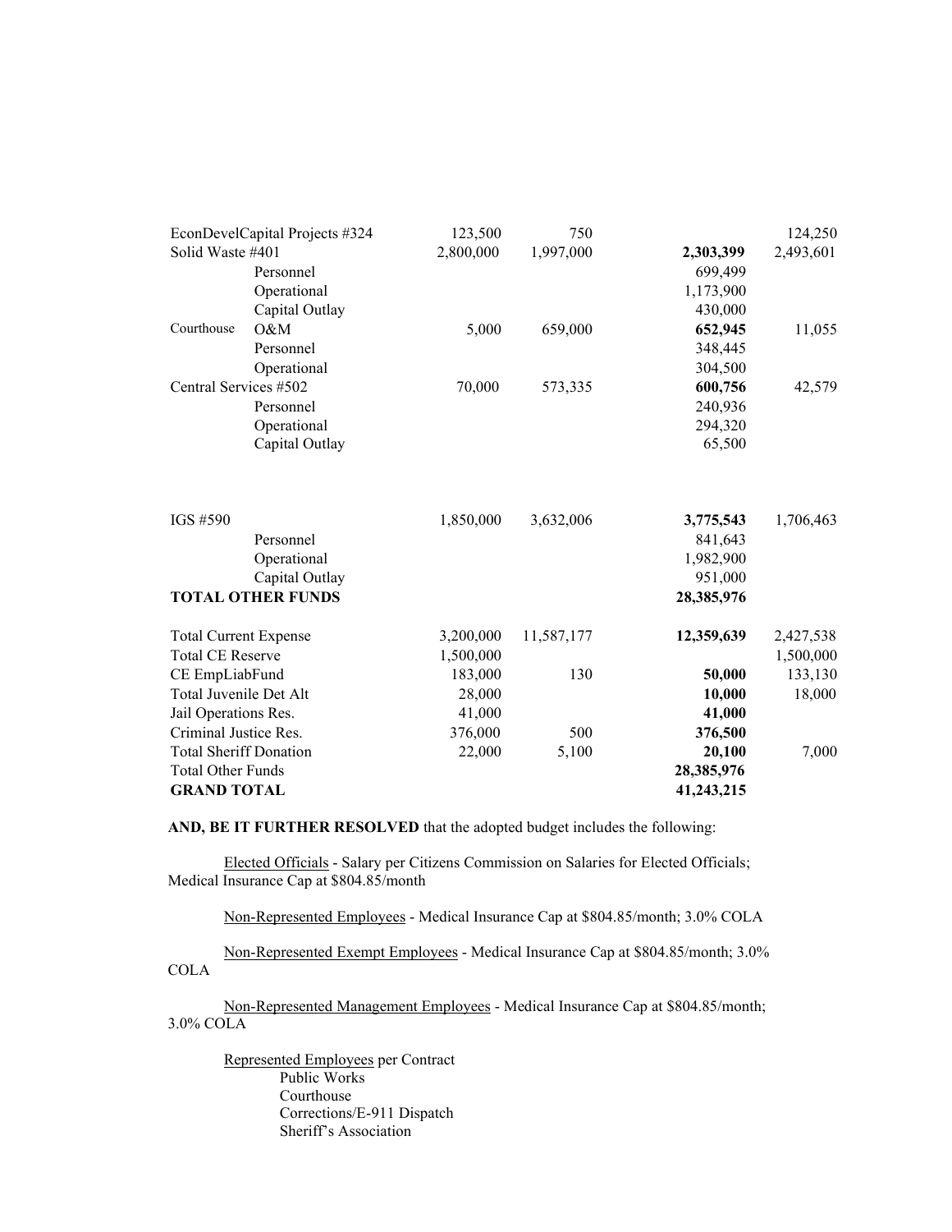| | | | | | |
|---|---|---|---|---|---|
| EconDevelCapital Projects #324 | | 123,500 | 750 | | 124,250 |
| Solid Waste #401 | | 2,800,000 | 1,997,000 | **2,303,399** | 2,493,601 |
| | Personnel | | | 699,499 | |
| | Operational | | | 1,173,900 | |
| | Capital Outlay | | | 430,000 | |
| Courthouse | O&M | 5,000 | 659,000 | **652,945** | 11,055 |
| | Personnel | | | 348,445 | |
| | Operational | | | 304,500 | |
| Central Services #502 | | 70,000 | 573,335 | **600,756** | 42,579 |
| | Personnel | | | 240,936 | |
| | Operational | | | 294,320 | |
| | Capital Outlay | | | 65,500 | |
| IGS #590 | | 1,850,000 | 3,632,006 | **3,775,543** | 1,706,463 |
| | Personnel | | | 841,643 | |
| | Operational | | | 1,982,900 | |
| | Capital Outlay | | | 951,000 | |
| **TOTAL OTHER FUNDS** | | | | **28,385,976** | |
| Total Current Expense | | 3,200,000 | 11,587,177 | **12,359,639** | 2,427,538 |
| Total CE Reserve | | 1,500,000 | | | 1,500,000 |
| CE EmpLiabFund | | 183,000 | 130 | **50,000** | 133,130 |
| Total Juvenile Det Alt | | 28,000 | | **10,000** | 18,000 |
| Jail Operations Res. | | 41,000 | | **41,000** | |
| Criminal Justice Res. | | 376,000 | 500 | **376,500** | |
| Total Sheriff Donation | | 22,000 | 5,100 | **20,100** | 7,000 |
| Total Other Funds | | | | **28,385,976** | |
| **GRAND TOTAL** | | | | **41,243,215** | |

**AND, BE IT FURTHER RESOLVED** that the adopted budget includes the following:

Elected Officials - Salary per Citizens Commission on Salaries for Elected Officials; Medical Insurance Cap at $804.85/month

Non-Represented Employees - Medical Insurance Cap at $804.85/month; 3.0% COLA

Non-Represented Exempt Employees - Medical Insurance Cap at $804.85/month; 3.0% COLA

Non-Represented Management Employees - Medical Insurance Cap at $804.85/month; 3.0% COLA

Represented Employees per Contract
- Public Works
- Courthouse
- Corrections/E-911 Dispatch
- Sheriff's Association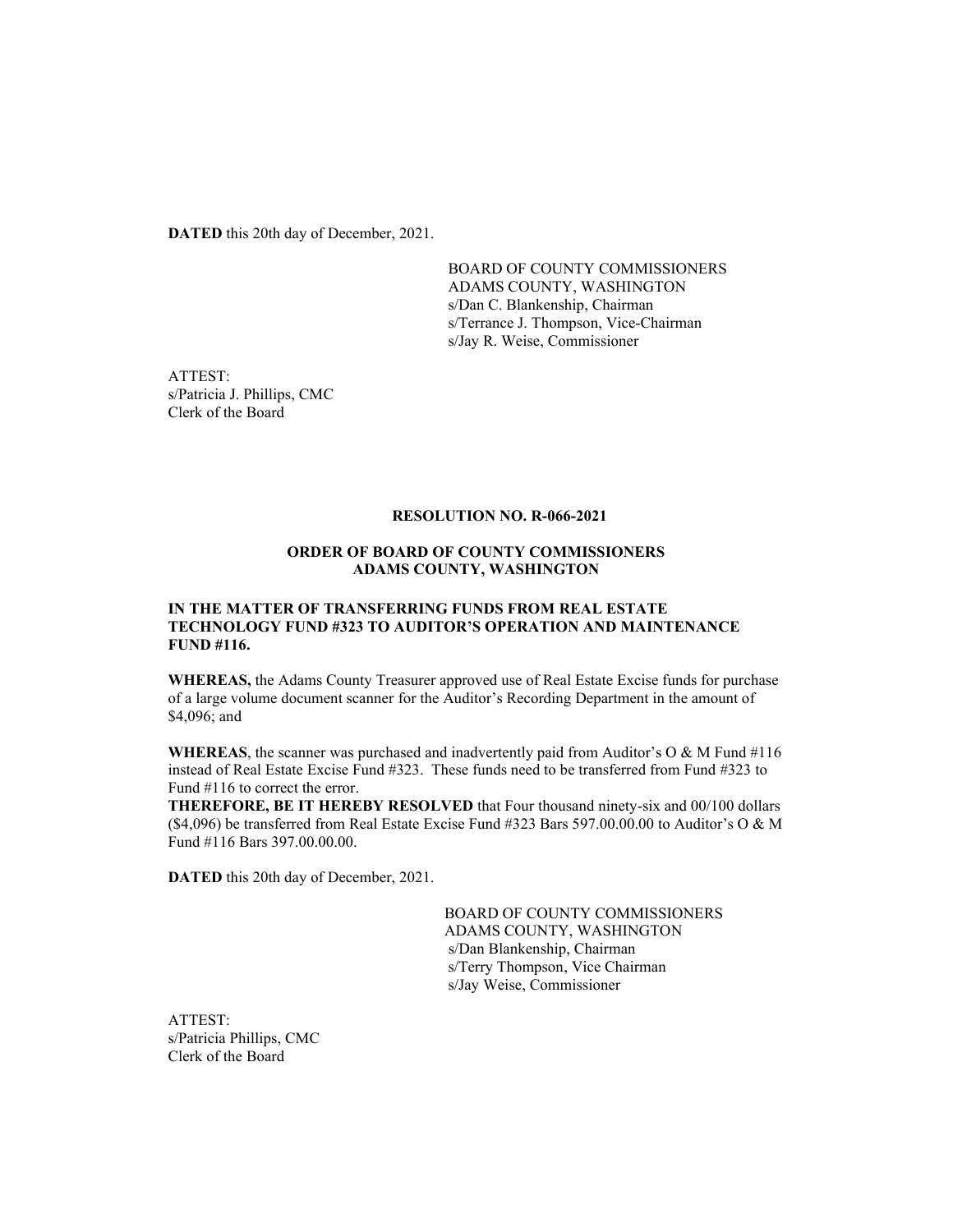**DATED** this 20th day of December, 2021.

BOARD OF COUNTY COMMISSIONERS
ADAMS COUNTY, WASHINGTON
s/Dan C. Blankenship, Chairman
s/Terrance J. Thompson, Vice-Chairman
s/Jay R. Weise, Commissioner

ATTEST:
s/Patricia J. Phillips, CMC
Clerk of the Board

**RESOLUTION NO. R-066-2021**

**ORDER OF BOARD OF COUNTY COMMISSIONERS**
**ADAMS COUNTY, WASHINGTON**

**IN THE MATTER OF TRANSFERRING FUNDS FROM REAL ESTATE TECHNOLOGY FUND #323 TO AUDITOR'S OPERATION AND MAINTENANCE FUND #116.**

**WHEREAS,** the Adams County Treasurer approved use of Real Estate Excise funds for purchase of a large volume document scanner for the Auditor's Recording Department in the amount of $4,096; and

**WHEREAS**, the scanner was purchased and inadvertently paid from Auditor's O & M Fund #116 instead of Real Estate Excise Fund #323. These funds need to be transferred from Fund #323 to Fund #116 to correct the error.

**THEREFORE, BE IT HEREBY RESOLVED** that Four thousand ninety-six and 00/100 dollars ($4,096) be transferred from Real Estate Excise Fund #323 Bars 597.00.00.00 to Auditor's O & M Fund #116 Bars 397.00.00.00.

**DATED** this 20th day of December, 2021.

BOARD OF COUNTY COMMISSIONERS
ADAMS COUNTY, WASHINGTON
s/Dan Blankenship, Chairman
s/Terry Thompson, Vice Chairman
s/Jay Weise, Commissioner

ATTEST:
s/Patricia Phillips, CMC
Clerk of the Board